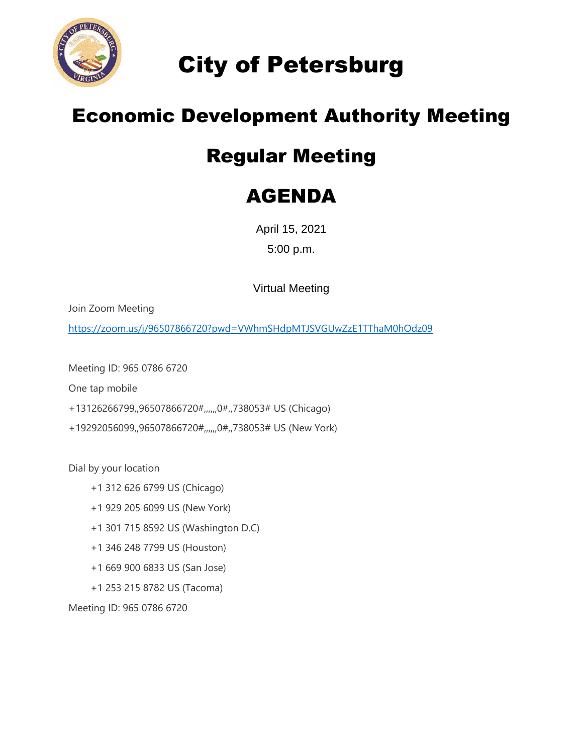# City of Petersburg

## Economic Development Authority Meeting

## Regular Meeting

## AGENDA

April 15, 2021

5:00 p.m.

Virtual Meeting

Join Zoom Meeting

https://zoom.us/j/96507866720?pwd=VWhmSHdpMTJSVGUwZzE1TThaM0hOdz09

Meeting ID: 965 0786 6720

One tap mobile

+13126266799,,96507866720#,,,,,,0#,,738053# US (Chicago)

+19292056099,,96507866720#,,,,,,0#,,738053# US (New York)

Dial by your location

- +1 312 626 6799 US (Chicago)
- +1 929 205 6099 US (New York)
- +1 301 715 8592 US (Washington D.C)
- +1 346 248 7799 US (Houston)
- +1 669 900 6833 US (San Jose)
- +1 253 215 8782 US (Tacoma)

Meeting ID: 965 0786 6720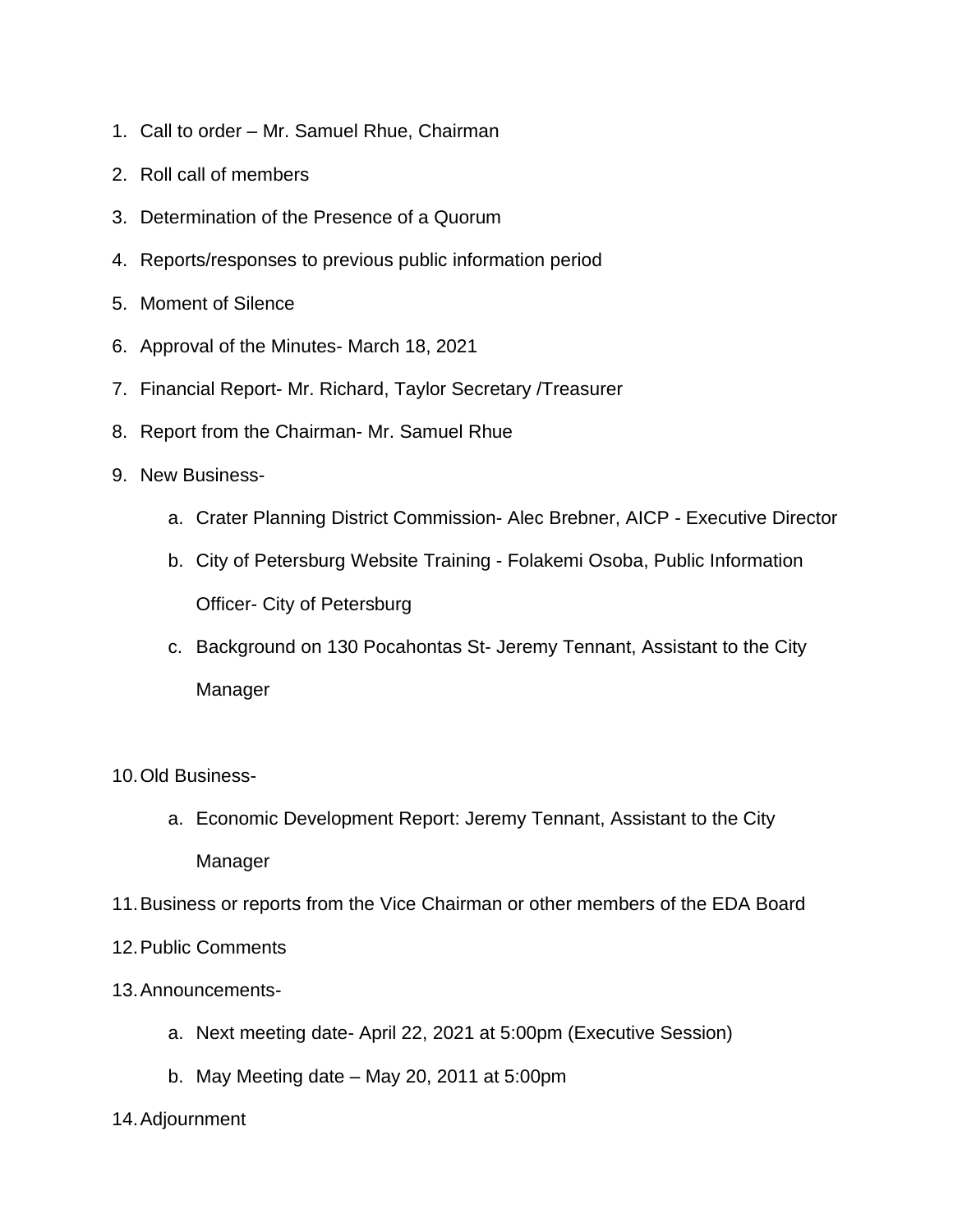1. Call to order – Mr. Samuel Rhue, Chairman
2. Roll call of members
3. Determination of the Presence of a Quorum
4. Reports/responses to previous public information period
5. Moment of Silence
6. Approval of the Minutes- March 18, 2021
7. Financial Report- Mr. Richard, Taylor Secretary /Treasurer
8. Report from the Chairman- Mr. Samuel Rhue
9. New Business-
   a. Crater Planning District Commission- Alec Brebner, AICP - Executive Director
   b. City of Petersburg Website Training - Folakemi Osoba, Public Information Officer- City of Petersburg
   c. Background on 130 Pocahontas St- Jeremy Tennant, Assistant to the City Manager
10. Old Business-
    a. Economic Development Report: Jeremy Tennant, Assistant to the City Manager
11. Business or reports from the Vice Chairman or other members of the EDA Board
12. Public Comments
13. Announcements-
    a. Next meeting date- April 22, 2021 at 5:00pm (Executive Session)
    b. May Meeting date – May 20, 2011 at 5:00pm
14. Adjournment